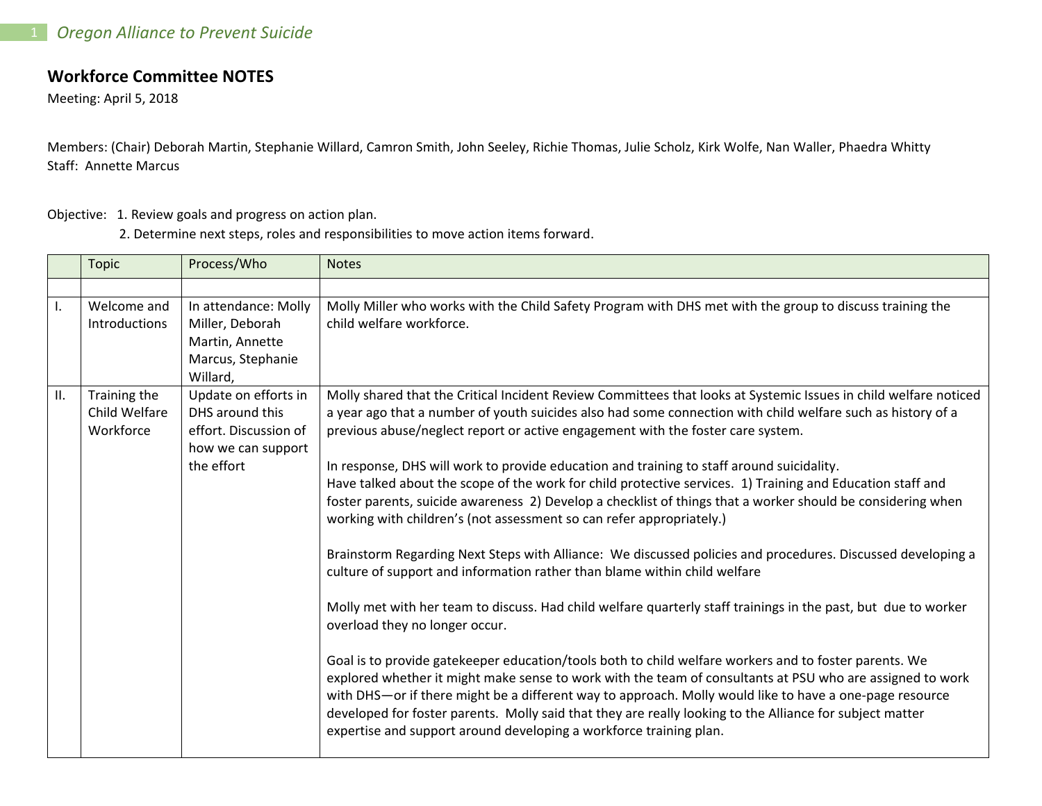## Workforce Committee NOTES

Meeting: April 5, 2018

Members: (Chair) Deborah Martin, Stephanie Willard, Camron Smith, John Seeley, Richie Thomas, Julie Scholz, Kirk Wolfe, Nan Waller, Phaedra Whitty
Staff: Annette Marcus

Objective: 1. Review goals and progress on action plan.
2. Determine next steps, roles and responsibilities to move action items forward.

| | Topic | Process/Who | Notes |
|---|---|---|---|
| | | | |
| I. | Welcome and Introductions | In attendance: Molly Miller, Deborah Martin, Annette Marcus, Stephanie Willard, | Molly Miller who works with the Child Safety Program with DHS met with the group to discuss training the child welfare workforce. |
| II. | Training the Child Welfare Workforce | Update on efforts in DHS around this effort. Discussion of how we can support the effort | Molly shared that the Critical Incident Review Committees that looks at Systemic Issues in child welfare noticed a year ago that a number of youth suicides also had some connection with child welfare such as history of a previous abuse/neglect report or active engagement with the foster care system.<br><br>In response, DHS will work to provide education and training to staff around suicidality.<br>Have talked about the scope of the work for child protective services. 1) Training and Education staff and foster parents, suicide awareness 2) Develop a checklist of things that a worker should be considering when working with children's (not assessment so can refer appropriately.)<br><br>Brainstorm Regarding Next Steps with Alliance: We discussed policies and procedures. Discussed developing a culture of support and information rather than blame within child welfare<br><br>Molly met with her team to discuss. Had child welfare quarterly staff trainings in the past, but due to worker overload they no longer occur.<br><br>Goal is to provide gatekeeper education/tools both to child welfare workers and to foster parents. We explored whether it might make sense to work with the team of consultants at PSU who are assigned to work with DHS—or if there might be a different way to approach. Molly would like to have a one-page resource developed for foster parents. Molly said that they are really looking to the Alliance for subject matter expertise and support around developing a workforce training plan. |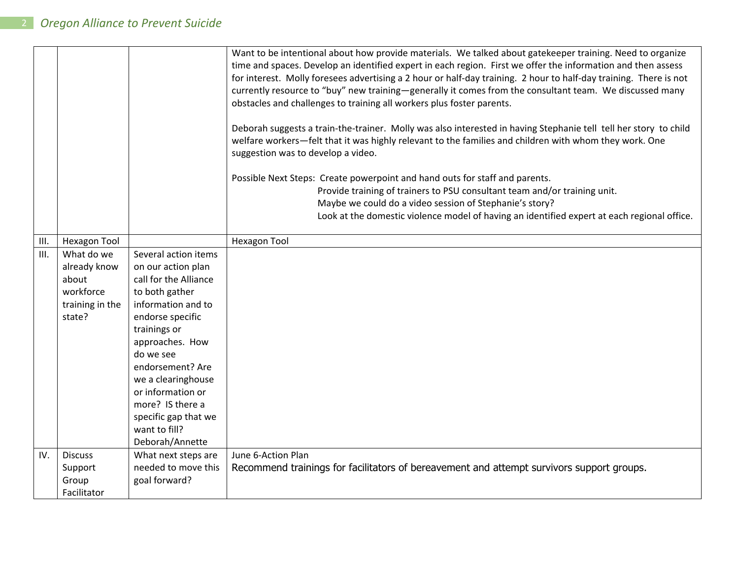| | | | |
|---|---|---|---|
| | | | Want to be intentional about how provide materials. We talked about gatekeeper training. Need to organize time and spaces. Develop an identified expert in each region. First we offer the information and then assess for interest. Molly foresees advertising a 2 hour or half-day training. 2 hour to half-day training. There is not currently resource to "buy" new training—generally it comes from the consultant team. We discussed many obstacles and challenges to training all workers plus foster parents.<br><br>Deborah suggests a train-the-trainer. Molly was also interested in having Stephanie tell tell her story to child welfare workers—felt that it was highly relevant to the families and children with whom they work. One suggestion was to develop a video.<br><br>Possible Next Steps: Create powerpoint and hand outs for staff and parents.<br>Provide training of trainers to PSU consultant team and/or training unit.<br>Maybe we could do a video session of Stephanie's story?<br>Look at the domestic violence model of having an identified expert at each regional office. |
| III. | Hexagon Tool | | Hexagon Tool |
| III. | What do we already know about workforce training in the state? | Several action items on our action plan call for the Alliance to both gather information and to endorse specific trainings or approaches. How do we see endorsement? Are we a clearinghouse or information or more? IS there a specific gap that we want to fill? Deborah/Annette | |
| IV. | Discuss Support Group Facilitator | What next steps are needed to move this goal forward? | June 6-Action Plan<br>Recommend trainings for facilitators of bereavement and attempt survivors support groups. |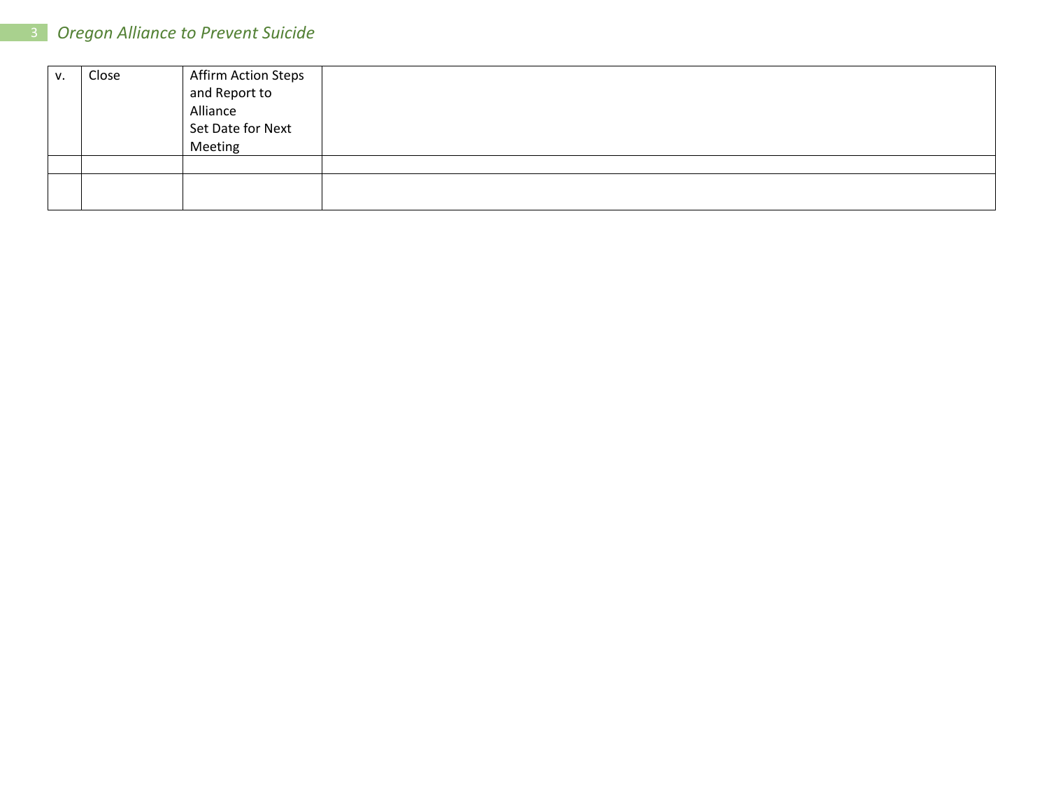| | | | |
|---|---|---|---|
| v. | Close | Affirm Action Steps and Report to Alliance<br>Set Date for Next Meeting | |
| | | | |
| | | | |